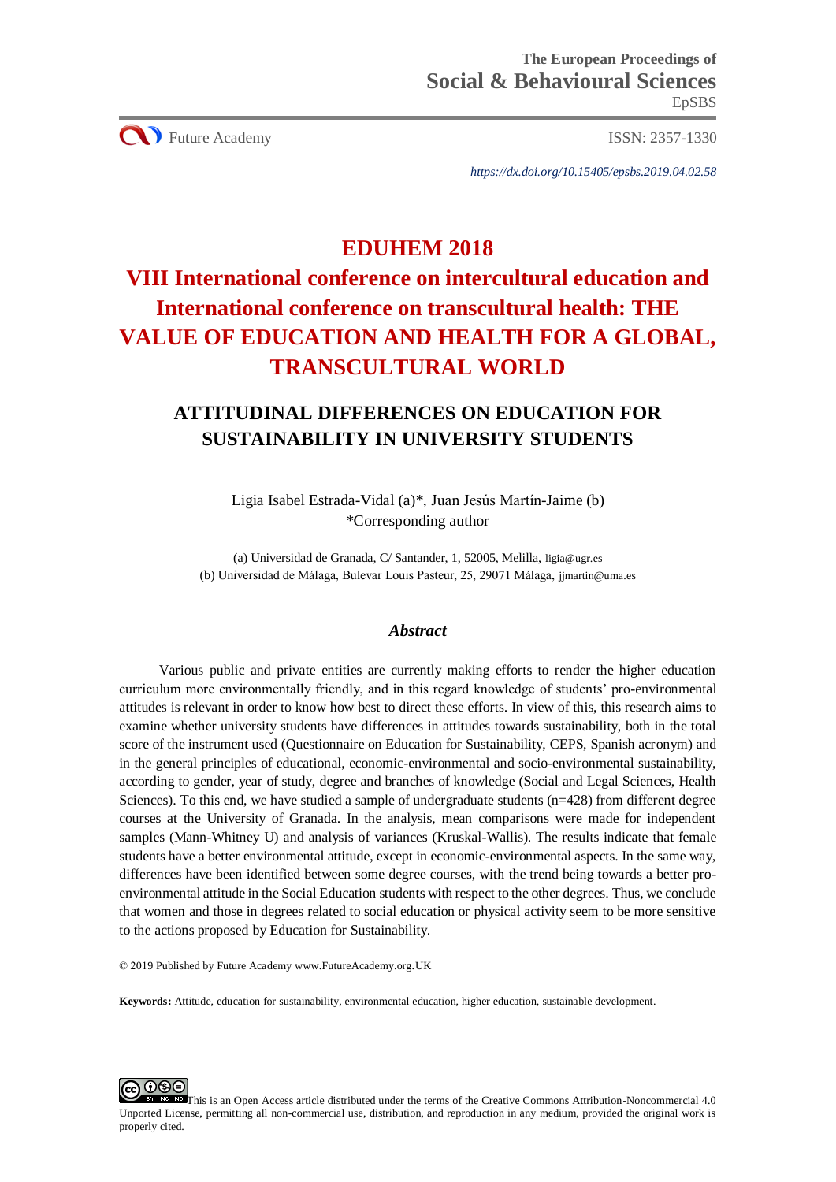The European Proceedings of
Social & Behavioural Sciences
EpSBS

Future Academy

ISSN: 2357-1330

*https://dx.doi.org/10.15405/epsbs.2019.04.02.58*

# EDUHEM 2018
# VIII International conference on intercultural education and International conference on transcultural health: THE VALUE OF EDUCATION AND HEALTH FOR A GLOBAL, TRANSCULTURAL WORLD

## ATTITUDINAL DIFFERENCES ON EDUCATION FOR SUSTAINABILITY IN UNIVERSITY STUDENTS

Ligia Isabel Estrada-Vidal (a)*, Juan Jesús Martín-Jaime (b)
*Corresponding author

(a) Universidad de Granada, C/ Santander, 1, 52005, Melilla, ligia@ugr.es
(b) Universidad de Málaga, Bulevar Louis Pasteur, 25, 29071 Málaga, jjmartin@uma.es

### *Abstract*

Various public and private entities are currently making efforts to render the higher education curriculum more environmentally friendly, and in this regard knowledge of students' pro-environmental attitudes is relevant in order to know how best to direct these efforts. In view of this, this research aims to examine whether university students have differences in attitudes towards sustainability, both in the total score of the instrument used (Questionnaire on Education for Sustainability, CEPS, Spanish acronym) and in the general principles of educational, economic-environmental and socio-environmental sustainability, according to gender, year of study, degree and branches of knowledge (Social and Legal Sciences, Health Sciences). To this end, we have studied a sample of undergraduate students (n=428) from different degree courses at the University of Granada. In the analysis, mean comparisons were made for independent samples (Mann-Whitney U) and analysis of variances (Kruskal-Wallis). The results indicate that female students have a better environmental attitude, except in economic-environmental aspects. In the same way, differences have been identified between some degree courses, with the trend being towards a better pro-environmental attitude in the Social Education students with respect to the other degrees. Thus, we conclude that women and those in degrees related to social education or physical activity seem to be more sensitive to the actions proposed by Education for Sustainability.

© 2019 Published by Future Academy www.FutureAcademy.org.UK

**Keywords:** Attitude, education for sustainability, environmental education, higher education, sustainable development.

This is an Open Access article distributed under the terms of the Creative Commons Attribution-Noncommercial 4.0 Unported License, permitting all non-commercial use, distribution, and reproduction in any medium, provided the original work is properly cited.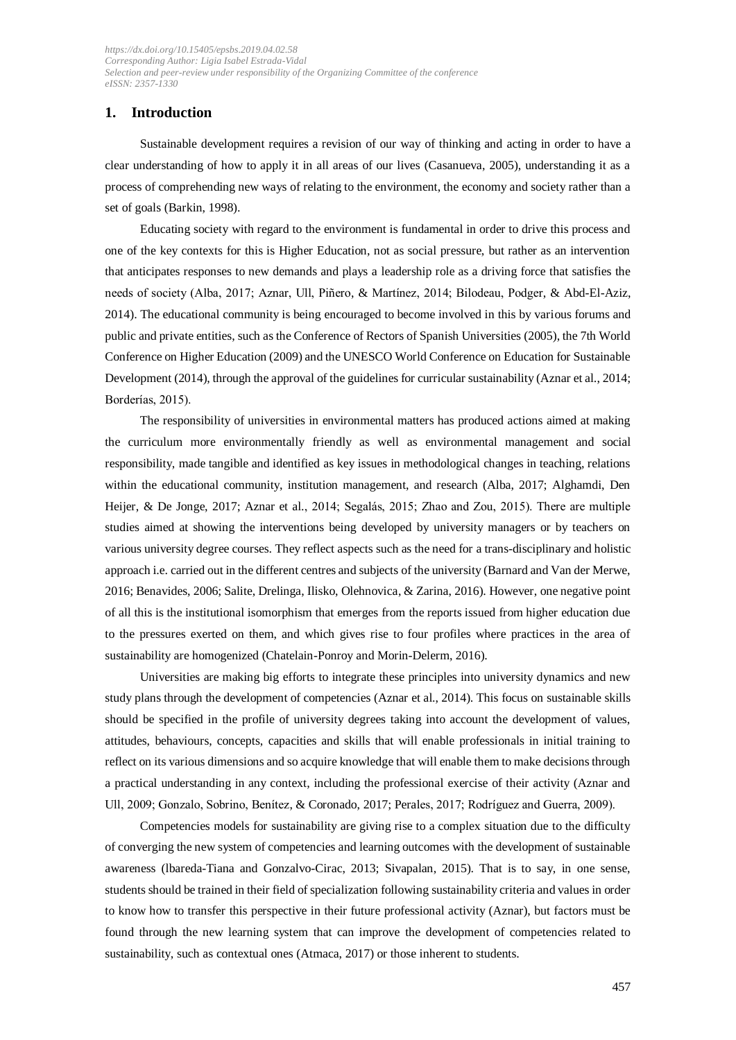## 1. Introduction

Sustainable development requires a revision of our way of thinking and acting in order to have a clear understanding of how to apply it in all areas of our lives (Casanueva, 2005), understanding it as a process of comprehending new ways of relating to the environment, the economy and society rather than a set of goals (Barkin, 1998).

Educating society with regard to the environment is fundamental in order to drive this process and one of the key contexts for this is Higher Education, not as social pressure, but rather as an intervention that anticipates responses to new demands and plays a leadership role as a driving force that satisfies the needs of society (Alba, 2017; Aznar, Ull, Piñero, & Martínez, 2014; Bilodeau, Podger, & Abd-El-Aziz, 2014). The educational community is being encouraged to become involved in this by various forums and public and private entities, such as the Conference of Rectors of Spanish Universities (2005), the 7th World Conference on Higher Education (2009) and the UNESCO World Conference on Education for Sustainable Development (2014), through the approval of the guidelines for curricular sustainability (Aznar et al., 2014; Borderías, 2015).

The responsibility of universities in environmental matters has produced actions aimed at making the curriculum more environmentally friendly as well as environmental management and social responsibility, made tangible and identified as key issues in methodological changes in teaching, relations within the educational community, institution management, and research (Alba, 2017; Alghamdi, Den Heijer, & De Jonge, 2017; Aznar et al., 2014; Segalás, 2015; Zhao and Zou, 2015). There are multiple studies aimed at showing the interventions being developed by university managers or by teachers on various university degree courses. They reflect aspects such as the need for a trans-disciplinary and holistic approach i.e. carried out in the different centres and subjects of the university (Barnard and Van der Merwe, 2016; Benavides, 2006; Salite, Drelinga, Ilisko, Olehnovica, & Zarina, 2016). However, one negative point of all this is the institutional isomorphism that emerges from the reports issued from higher education due to the pressures exerted on them, and which gives rise to four profiles where practices in the area of sustainability are homogenized (Chatelain-Ponroy and Morin-Delerm, 2016).

Universities are making big efforts to integrate these principles into university dynamics and new study plans through the development of competencies (Aznar et al., 2014). This focus on sustainable skills should be specified in the profile of university degrees taking into account the development of values, attitudes, behaviours, concepts, capacities and skills that will enable professionals in initial training to reflect on its various dimensions and so acquire knowledge that will enable them to make decisions through a practical understanding in any context, including the professional exercise of their activity (Aznar and Ull, 2009; Gonzalo, Sobrino, Benítez, & Coronado, 2017; Perales, 2017; Rodríguez and Guerra, 2009).

Competencies models for sustainability are giving rise to a complex situation due to the difficulty of converging the new system of competencies and learning outcomes with the development of sustainable awareness (lbareda-Tiana and Gonzalvo-Cirac, 2013; Sivapalan, 2015). That is to say, in one sense, students should be trained in their field of specialization following sustainability criteria and values in order to know how to transfer this perspective in their future professional activity (Aznar), but factors must be found through the new learning system that can improve the development of competencies related to sustainability, such as contextual ones (Atmaca, 2017) or those inherent to students.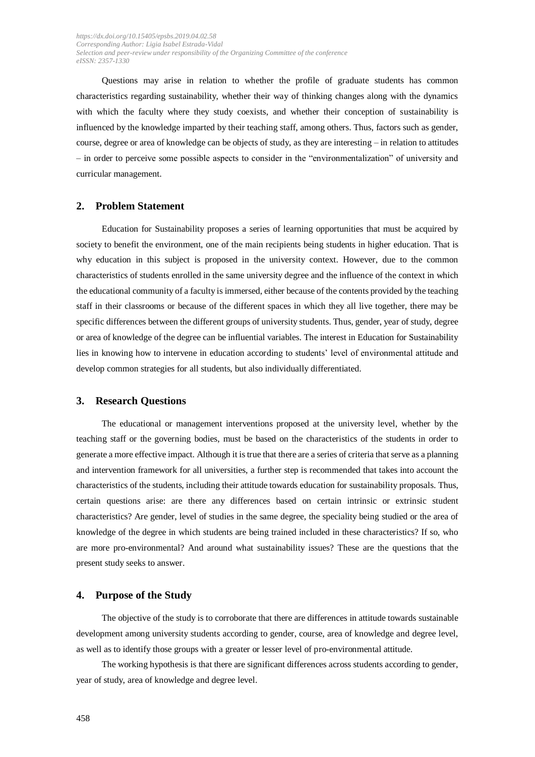Questions may arise in relation to whether the profile of graduate students has common characteristics regarding sustainability, whether their way of thinking changes along with the dynamics with which the faculty where they study coexists, and whether their conception of sustainability is influenced by the knowledge imparted by their teaching staff, among others. Thus, factors such as gender, course, degree or area of knowledge can be objects of study, as they are interesting – in relation to attitudes – in order to perceive some possible aspects to consider in the "environmentalization" of university and curricular management.

## 2. Problem Statement

Education for Sustainability proposes a series of learning opportunities that must be acquired by society to benefit the environment, one of the main recipients being students in higher education. That is why education in this subject is proposed in the university context. However, due to the common characteristics of students enrolled in the same university degree and the influence of the context in which the educational community of a faculty is immersed, either because of the contents provided by the teaching staff in their classrooms or because of the different spaces in which they all live together, there may be specific differences between the different groups of university students. Thus, gender, year of study, degree or area of knowledge of the degree can be influential variables. The interest in Education for Sustainability lies in knowing how to intervene in education according to students' level of environmental attitude and develop common strategies for all students, but also individually differentiated.

## 3. Research Questions

The educational or management interventions proposed at the university level, whether by the teaching staff or the governing bodies, must be based on the characteristics of the students in order to generate a more effective impact. Although it is true that there are a series of criteria that serve as a planning and intervention framework for all universities, a further step is recommended that takes into account the characteristics of the students, including their attitude towards education for sustainability proposals. Thus, certain questions arise: are there any differences based on certain intrinsic or extrinsic student characteristics? Are gender, level of studies in the same degree, the speciality being studied or the area of knowledge of the degree in which students are being trained included in these characteristics? If so, who are more pro-environmental? And around what sustainability issues? These are the questions that the present study seeks to answer.

## 4. Purpose of the Study

The objective of the study is to corroborate that there are differences in attitude towards sustainable development among university students according to gender, course, area of knowledge and degree level, as well as to identify those groups with a greater or lesser level of pro-environmental attitude.

The working hypothesis is that there are significant differences across students according to gender, year of study, area of knowledge and degree level.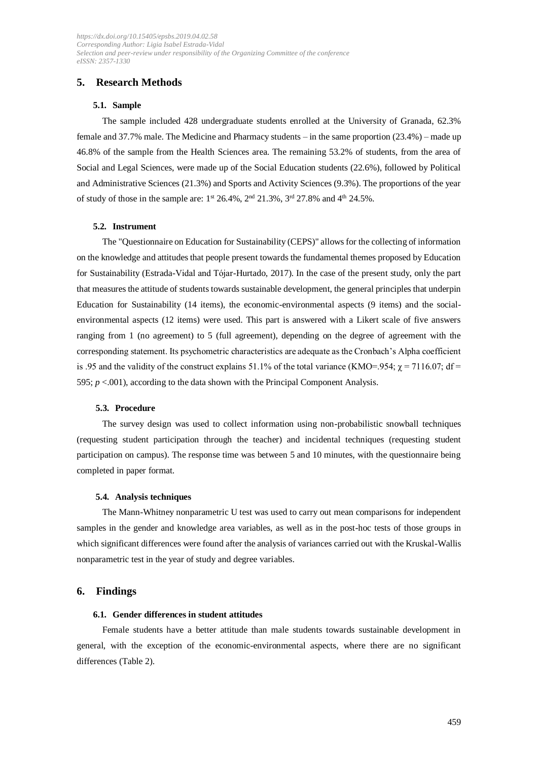## 5. Research Methods

### 5.1. Sample

The sample included 428 undergraduate students enrolled at the University of Granada, 62.3% female and 37.7% male. The Medicine and Pharmacy students – in the same proportion (23.4%) – made up 46.8% of the sample from the Health Sciences area. The remaining 53.2% of students, from the area of Social and Legal Sciences, were made up of the Social Education students (22.6%), followed by Political and Administrative Sciences (21.3%) and Sports and Activity Sciences (9.3%). The proportions of the year of study of those in the sample are: 1st 26.4%, 2nd 21.3%, 3rd 27.8% and 4th 24.5%.

### 5.2. Instrument

The "Questionnaire on Education for Sustainability (CEPS)" allows for the collecting of information on the knowledge and attitudes that people present towards the fundamental themes proposed by Education for Sustainability (Estrada-Vidal and Tójar-Hurtado, 2017). In the case of the present study, only the part that measures the attitude of students towards sustainable development, the general principles that underpin Education for Sustainability (14 items), the economic-environmental aspects (9 items) and the social-environmental aspects (12 items) were used. This part is answered with a Likert scale of five answers ranging from 1 (no agreement) to 5 (full agreement), depending on the degree of agreement with the corresponding statement. Its psychometric characteristics are adequate as the Cronbach's Alpha coefficient is .95 and the validity of the construct explains 51.1% of the total variance (KMO=.954; $\chi = 7116.07$; df = 595; $p < .001$), according to the data shown with the Principal Component Analysis.

### 5.3. Procedure

The survey design was used to collect information using non-probabilistic snowball techniques (requesting student participation through the teacher) and incidental techniques (requesting student participation on campus). The response time was between 5 and 10 minutes, with the questionnaire being completed in paper format.

### 5.4. Analysis techniques

The Mann-Whitney nonparametric U test was used to carry out mean comparisons for independent samples in the gender and knowledge area variables, as well as in the post-hoc tests of those groups in which significant differences were found after the analysis of variances carried out with the Kruskal-Wallis nonparametric test in the year of study and degree variables.

## 6. Findings

### 6.1. Gender differences in student attitudes

Female students have a better attitude than male students towards sustainable development in general, with the exception of the economic-environmental aspects, where there are no significant differences (Table 2).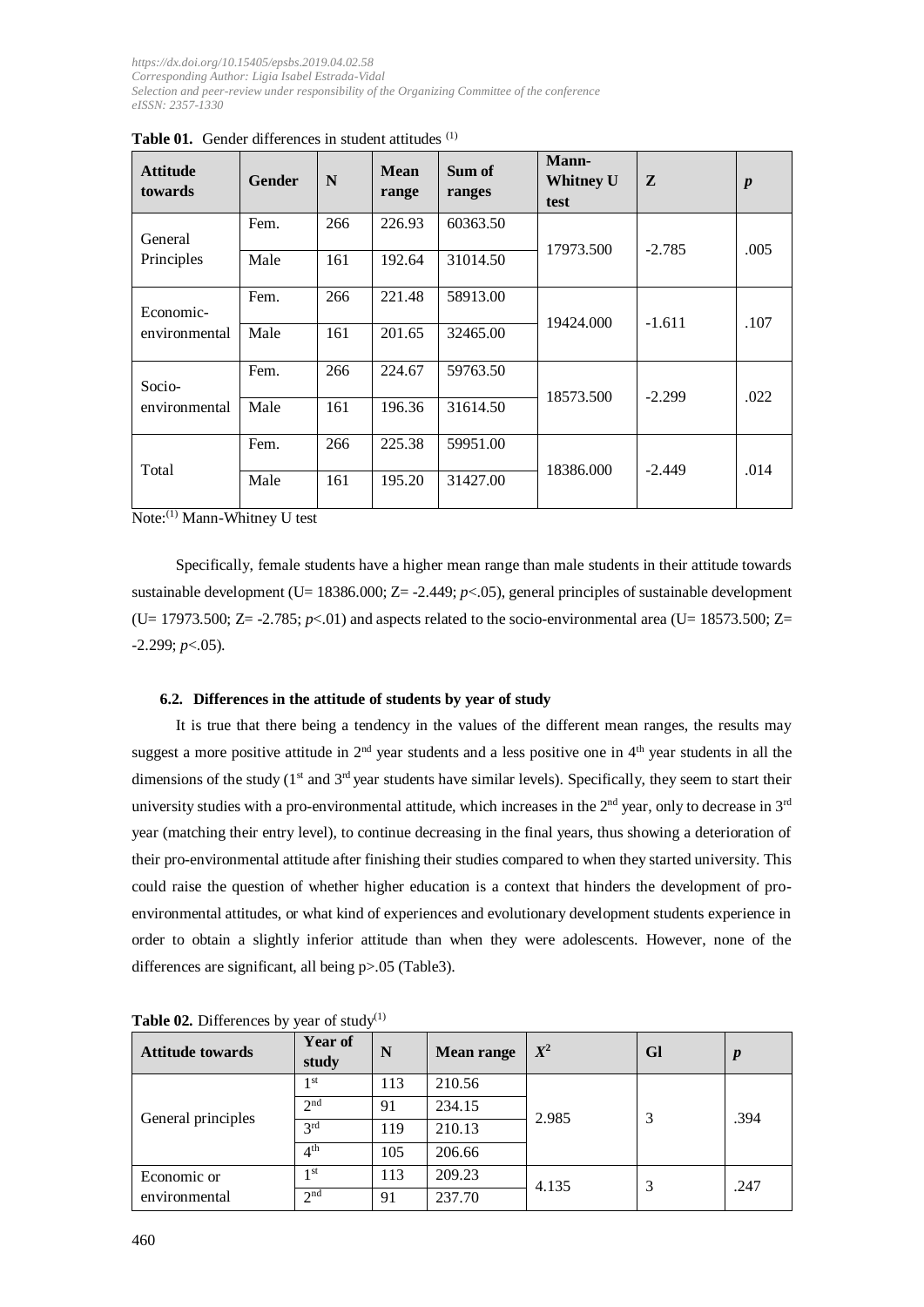**Table 01.** Gender differences in student attitudes [(1)]

| Attitude towards | Gender | N | Mean range | Sum of ranges | Mann-Whitney U test | Z | *p* |
|---|---|---|---|---|---|---|---|
| General Principles | Fem. | 266 | 226.93 | 60363.50 | 17973.500 | -2.785 | .005 |
| | Male | 161 | 192.64 | 31014.50 | | | |
| Economic-environmental | Fem. | 266 | 221.48 | 58913.00 | 19424.000 | -1.611 | .107 |
| | Male | 161 | 201.65 | 32465.00 | | | |
| Socio-environmental | Fem. | 266 | 224.67 | 59763.50 | 18573.500 | -2.299 | .022 |
| | Male | 161 | 196.36 | 31614.50 | | | |
| Total | Fem. | 266 | 225.38 | 59951.00 | 18386.000 | -2.449 | .014 |
| | Male | 161 | 195.20 | 31427.00 | | | |

Note:[(1)] Mann-Whitney U test

Specifically, female students have a higher mean range than male students in their attitude towards sustainable development (U= 18386.000; Z= -2.449; $p$<.05), general principles of sustainable development (U= 17973.500; Z= -2.785; $p$<.01) and aspects related to the socio-environmental area (U= 18573.500; Z= -2.299; $p$<.05).

### 6.2. Differences in the attitude of students by year of study

It is true that there being a tendency in the values of the different mean ranges, the results may suggest a more positive attitude in 2nd year students and a less positive one in 4th year students in all the dimensions of the study (1st and 3rd year students have similar levels). Specifically, they seem to start their university studies with a pro-environmental attitude, which increases in the 2nd year, only to decrease in 3rd year (matching their entry level), to continue decreasing in the final years, thus showing a deterioration of their pro-environmental attitude after finishing their studies compared to when they started university. This could raise the question of whether higher education is a context that hinders the development of pro-environmental attitudes, or what kind of experiences and evolutionary development students experience in order to obtain a slightly inferior attitude than when they were adolescents. However, none of the differences are significant, all being p>.05 (Table3).

**Table 02.** Differences by year of study[(1)]

| Attitude towards | Year of study | N | Mean range | $X^2$ | Gl | *p* |
|---|---|---|---|---|---|---|
| General principles | 1st | 113 | 210.56 | 2.985 | 3 | .394 |
| | 2nd | 91 | 234.15 | | | |
| | 3rd | 119 | 210.13 | | | |
| | 4th | 105 | 206.66 | | | |
| Economic or environmental | 1st | 113 | 209.23 | 4.135 | 3 | .247 |
| | 2nd | 91 | 237.70 | | | |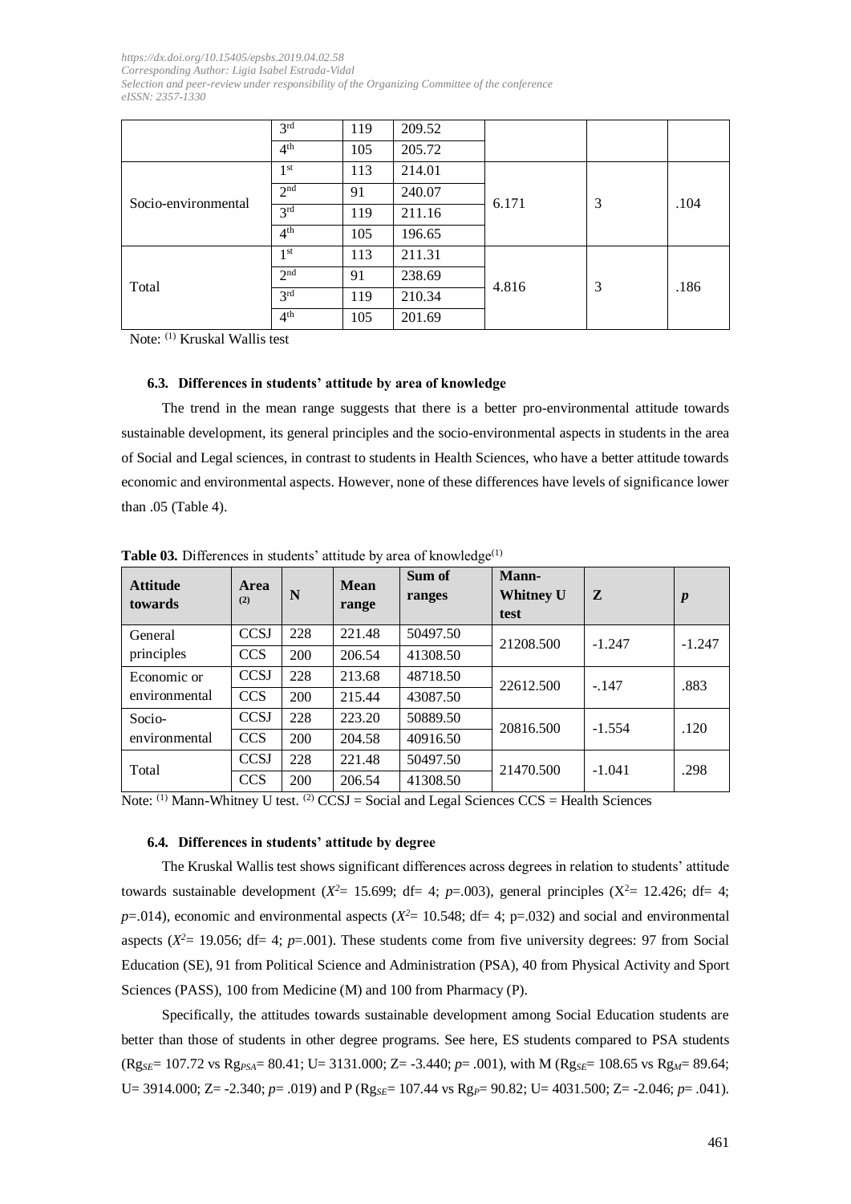|  | 3rd | 119 | 209.52 |  |  |  |
|---|---|---|---|---|---|---|
|  | 4th | 105 | 205.72 |  |  |  |
| Socio-environmental | 1st | 113 | 214.01 | 6.171 | 3 | .104 |
|  | 2nd | 91 | 240.07 |  |  |  |
|  | 3rd | 119 | 211.16 |  |  |  |
|  | 4th | 105 | 196.65 |  |  |  |
| Total | 1st | 113 | 211.31 | 4.816 | 3 | .186 |
|  | 2nd | 91 | 238.69 |  |  |  |
|  | 3rd | 119 | 210.34 |  |  |  |
|  | 4th | 105 | 201.69 |  |  |  |

Note: (1) Kruskal Wallis test

### 6.3. Differences in students' attitude by area of knowledge

The trend in the mean range suggests that there is a better pro-environmental attitude towards sustainable development, its general principles and the socio-environmental aspects in students in the area of Social and Legal sciences, in contrast to students in Health Sciences, who have a better attitude towards economic and environmental aspects. However, none of these differences have levels of significance lower than .05 (Table 4).

**Table 03.** Differences in students' attitude by area of knowledge(1)

| Attitude towards | Area (2) | N | Mean range | Sum of ranges | Mann-Whitney U test | Z | *p* |
|---|---|---|---|---|---|---|---|
| General principles | CCSJ | 228 | 221.48 | 50497.50 | 21208.500 | -1.247 | -1.247 |
|  | CCS | 200 | 206.54 | 41308.50 |  |  |  |
| Economic or environmental | CCSJ | 228 | 213.68 | 48718.50 | 22612.500 | -.147 | .883 |
|  | CCS | 200 | 215.44 | 43087.50 |  |  |  |
| Socio-environmental | CCSJ | 228 | 223.20 | 50889.50 | 20816.500 | -1.554 | .120 |
|  | CCS | 200 | 204.58 | 40916.50 |  |  |  |
| Total | CCSJ | 228 | 221.48 | 50497.50 | 21470.500 | -1.041 | .298 |
|  | CCS | 200 | 206.54 | 41308.50 |  |  |  |

Note: (1) Mann-Whitney U test. (2) CCSJ = Social and Legal Sciences CCS = Health Sciences

### 6.4. Differences in students' attitude by degree

The Kruskal Wallis test shows significant differences across degrees in relation to students' attitude towards sustainable development ($X^2$= 15.699; df= 4; *p*=.003), general principles ($X^2$= 12.426; df= 4; *p*=.014), economic and environmental aspects ($X^2$= 10.548; df= 4; p=.032) and social and environmental aspects ($X^2$= 19.056; df= 4; *p*=.001). These students come from five university degrees: 97 from Social Education (SE), 91 from Political Science and Administration (PSA), 40 from Physical Activity and Sport Sciences (PASS), 100 from Medicine (M) and 100 from Pharmacy (P).

Specifically, the attitudes towards sustainable development among Social Education students are better than those of students in other degree programs. See here, ES students compared to PSA students ($Rg_{SE}$= 107.72 vs $Rg_{PSA}$= 80.41; U= 3131.000; Z= -3.440; *p*= .001), with M ($Rg_{SE}$= 108.65 vs $Rg_{M}$= 89.64; U= 3914.000; Z= -2.340; *p*= .019) and P ($Rg_{SE}$= 107.44 vs $Rg_{P}$= 90.82; U= 4031.500; Z= -2.046; *p*= .041).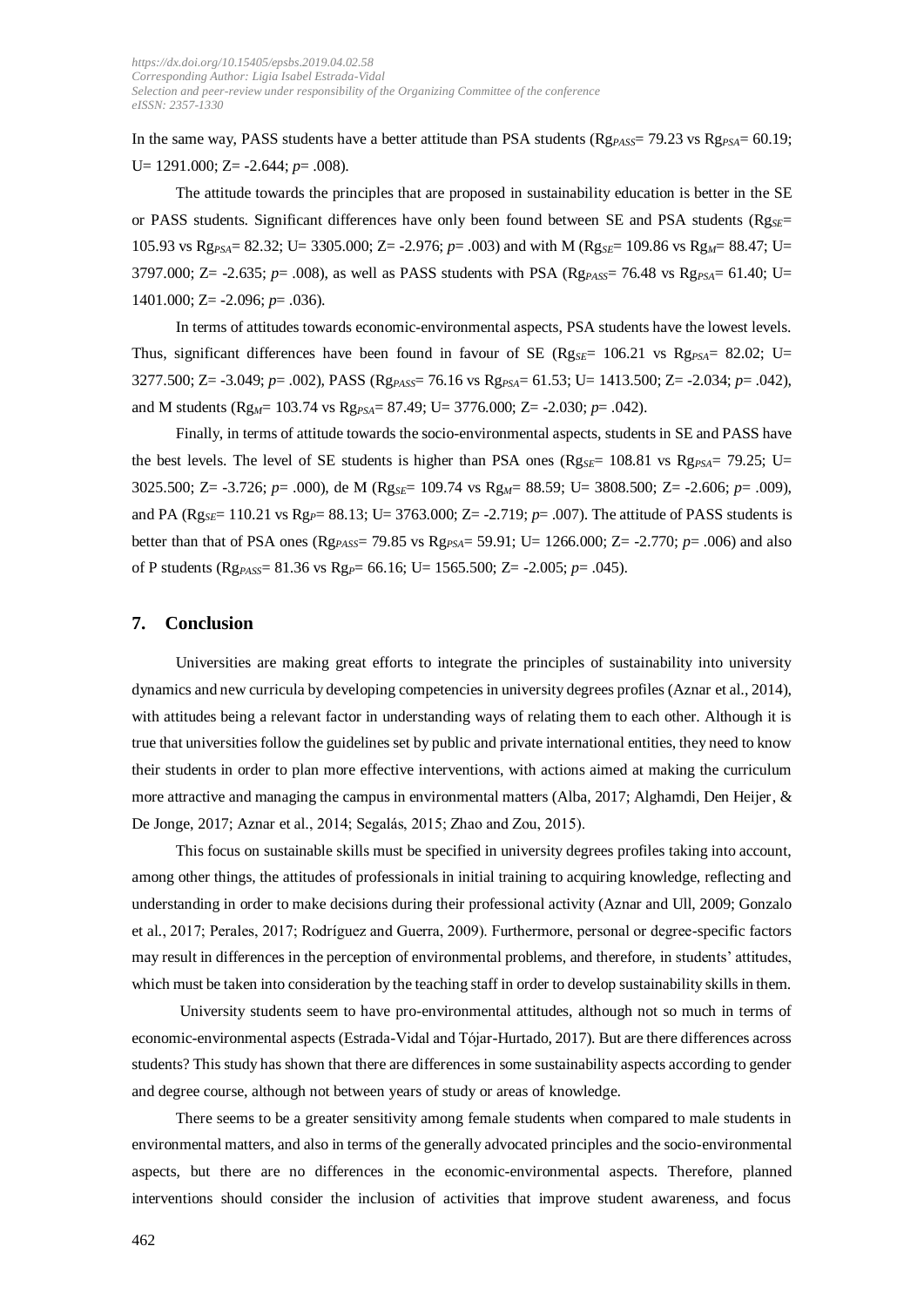In the same way, PASS students have a better attitude than PSA students ($Rg_{PASS}$= 79.23 vs $Rg_{PSA}$= 60.19; U= 1291.000; Z= -2.644; *p*= .008).

The attitude towards the principles that are proposed in sustainability education is better in the SE or PASS students. Significant differences have only been found between SE and PSA students ($Rg_{SE}$= 105.93 vs $Rg_{PSA}$= 82.32; U= 3305.000; Z= -2.976; *p*= .003) and with M ($Rg_{SE}$= 109.86 vs $Rg_{M}$= 88.47; U= 3797.000; Z= -2.635; *p*= .008), as well as PASS students with PSA ($Rg_{PASS}$= 76.48 vs $Rg_{PSA}$= 61.40; U= 1401.000; Z= -2.096; *p*= .036).

In terms of attitudes towards economic-environmental aspects, PSA students have the lowest levels. Thus, significant differences have been found in favour of SE ($Rg_{SE}$= 106.21 vs $Rg_{PSA}$= 82.02; U= 3277.500; Z= -3.049; *p*= .002), PASS ($Rg_{PASS}$= 76.16 vs $Rg_{PSA}$= 61.53; U= 1413.500; Z= -2.034; *p*= .042), and M students ($Rg_{M}$= 103.74 vs $Rg_{PSA}$= 87.49; U= 3776.000; Z= -2.030; *p*= .042).

Finally, in terms of attitude towards the socio-environmental aspects, students in SE and PASS have the best levels. The level of SE students is higher than PSA ones ($Rg_{SE}$= 108.81 vs $Rg_{PSA}$= 79.25; U= 3025.500; Z= -3.726; *p*= .000), de M ($Rg_{SE}$= 109.74 vs $Rg_{M}$= 88.59; U= 3808.500; Z= -2.606; *p*= .009), and PA ($Rg_{SE}$= 110.21 vs $Rg_{P}$= 88.13; U= 3763.000; Z= -2.719; *p*= .007). The attitude of PASS students is better than that of PSA ones ($Rg_{PASS}$= 79.85 vs $Rg_{PSA}$= 59.91; U= 1266.000; Z= -2.770; *p*= .006) and also of P students ($Rg_{PASS}$= 81.36 vs $Rg_{P}$= 66.16; U= 1565.500; Z= -2.005; *p*= .045).

## 7. Conclusion

Universities are making great efforts to integrate the principles of sustainability into university dynamics and new curricula by developing competencies in university degrees profiles (Aznar et al., 2014), with attitudes being a relevant factor in understanding ways of relating them to each other. Although it is true that universities follow the guidelines set by public and private international entities, they need to know their students in order to plan more effective interventions, with actions aimed at making the curriculum more attractive and managing the campus in environmental matters (Alba, 2017; Alghamdi, Den Heijer, & De Jonge, 2017; Aznar et al., 2014; Segalás, 2015; Zhao and Zou, 2015).

This focus on sustainable skills must be specified in university degrees profiles taking into account, among other things, the attitudes of professionals in initial training to acquiring knowledge, reflecting and understanding in order to make decisions during their professional activity (Aznar and Ull, 2009; Gonzalo et al., 2017; Perales, 2017; Rodríguez and Guerra, 2009). Furthermore, personal or degree-specific factors may result in differences in the perception of environmental problems, and therefore, in students' attitudes, which must be taken into consideration by the teaching staff in order to develop sustainability skills in them.

University students seem to have pro-environmental attitudes, although not so much in terms of economic-environmental aspects (Estrada-Vidal and Tójar-Hurtado, 2017). But are there differences across students? This study has shown that there are differences in some sustainability aspects according to gender and degree course, although not between years of study or areas of knowledge.

There seems to be a greater sensitivity among female students when compared to male students in environmental matters, and also in terms of the generally advocated principles and the socio-environmental aspects, but there are no differences in the economic-environmental aspects. Therefore, planned interventions should consider the inclusion of activities that improve student awareness, and focus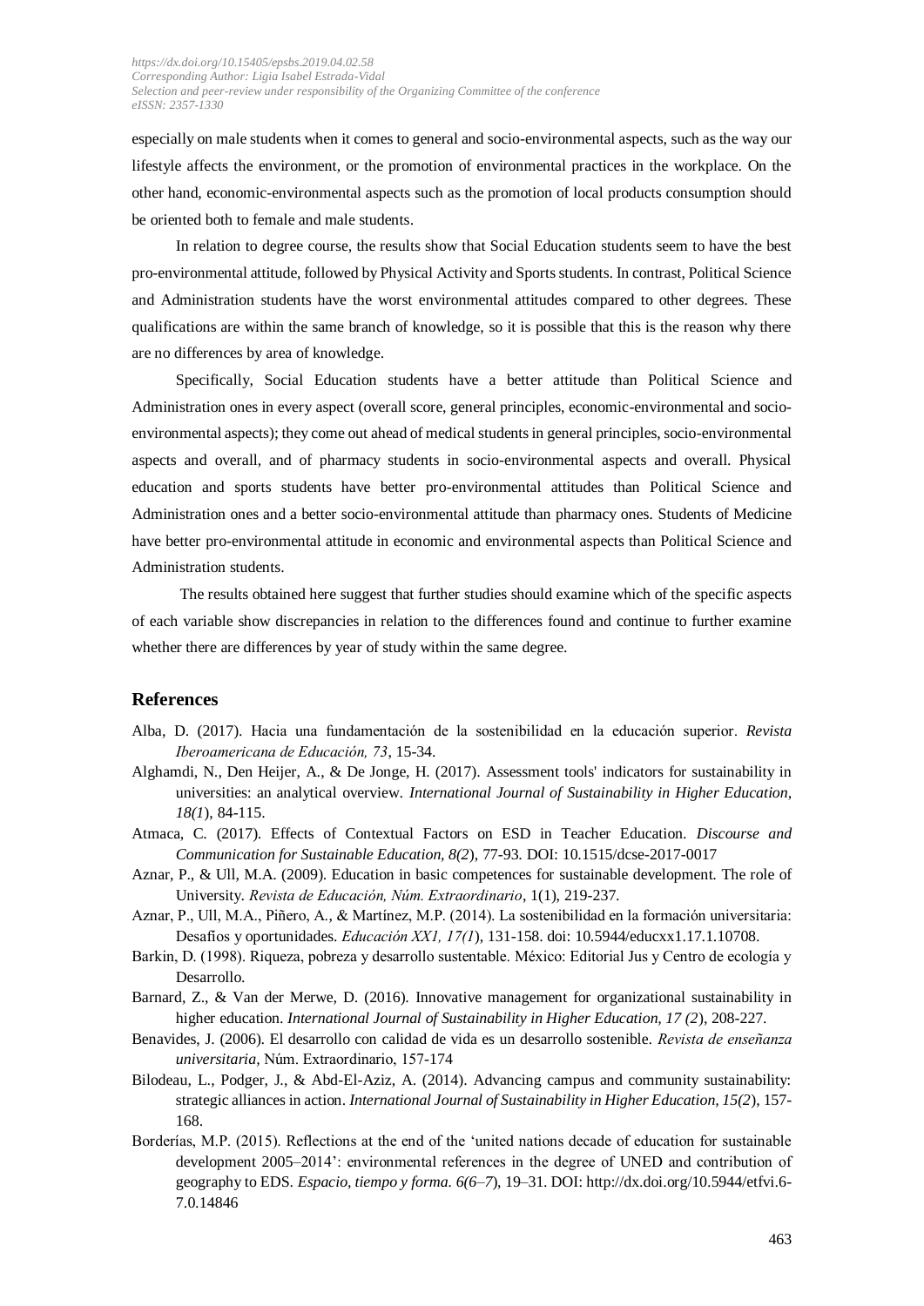especially on male students when it comes to general and socio-environmental aspects, such as the way our lifestyle affects the environment, or the promotion of environmental practices in the workplace. On the other hand, economic-environmental aspects such as the promotion of local products consumption should be oriented both to female and male students.

In relation to degree course, the results show that Social Education students seem to have the best pro-environmental attitude, followed by Physical Activity and Sports students. In contrast, Political Science and Administration students have the worst environmental attitudes compared to other degrees. These qualifications are within the same branch of knowledge, so it is possible that this is the reason why there are no differences by area of knowledge.

Specifically, Social Education students have a better attitude than Political Science and Administration ones in every aspect (overall score, general principles, economic-environmental and socio-environmental aspects); they come out ahead of medical students in general principles, socio-environmental aspects and overall, and of pharmacy students in socio-environmental aspects and overall. Physical education and sports students have better pro-environmental attitudes than Political Science and Administration ones and a better socio-environmental attitude than pharmacy ones. Students of Medicine have better pro-environmental attitude in economic and environmental aspects than Political Science and Administration students.

The results obtained here suggest that further studies should examine which of the specific aspects of each variable show discrepancies in relation to the differences found and continue to further examine whether there are differences by year of study within the same degree.

## References

Alba, D. (2017). Hacia una fundamentación de la sostenibilidad en la educación superior. *Revista Iberoamericana de Educación, 73*, 15-34.

Alghamdi, N., Den Heijer, A., & De Jonge, H. (2017). Assessment tools' indicators for sustainability in universities: an analytical overview. *International Journal of Sustainability in Higher Education, 18(1*), 84-115.

Atmaca, C. (2017). Effects of Contextual Factors on ESD in Teacher Education. *Discourse and Communication for Sustainable Education, 8(2*), 77-93. DOI: 10.1515/dcse-2017-0017

Aznar, P., & Ull, M.A. (2009). Education in basic competences for sustainable development. The role of University. *Revista de Educación, Núm. Extraordinario*, 1(1), 219-237.

Aznar, P., Ull, M.A., Piñero, A., & Martínez, M.P. (2014). La sostenibilidad en la formación universitaria: Desafíos y oportunidades. *Educación XX1, 17(1*), 131-158. doi: 10.5944/educxx1.17.1.10708.

Barkin, D. (1998). Riqueza, pobreza y desarrollo sustentable. México: Editorial Jus y Centro de ecología y Desarrollo.

Barnard, Z., & Van der Merwe, D. (2016). Innovative management for organizational sustainability in higher education. *International Journal of Sustainability in Higher Education, 17 (2*), 208-227.

Benavides, J. (2006). El desarrollo con calidad de vida es un desarrollo sostenible. *Revista de enseñanza universitaria,* Núm. Extraordinario, 157-174

Bilodeau, L., Podger, J., & Abd-El-Aziz, A. (2014). Advancing campus and community sustainability: strategic alliances in action. *International Journal of Sustainability in Higher Education, 15(2*), 157-168.

Borderías, M.P. (2015). Reflections at the end of the 'united nations decade of education for sustainable development 2005–2014': environmental references in the degree of UNED and contribution of geography to EDS. *Espacio, tiempo y forma. 6(6–7*), 19–31. DOI: http://dx.doi.org/10.5944/etfvi.6-7.0.14846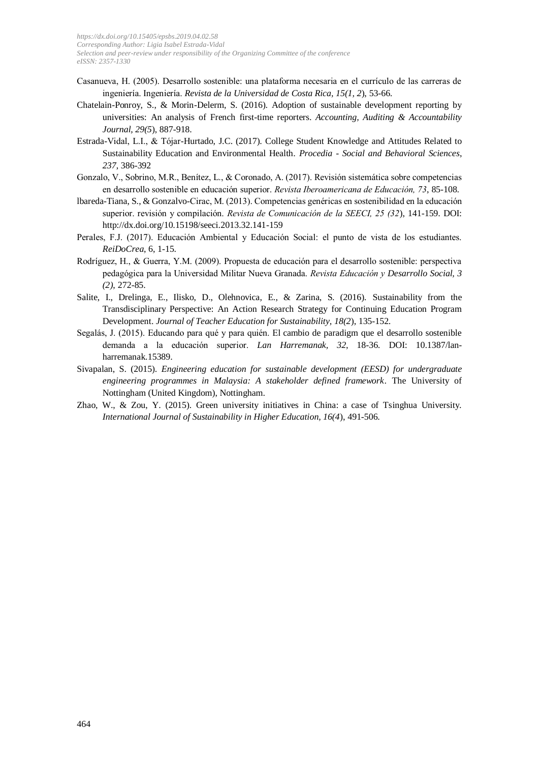Casanueva, H. (2005). Desarrollo sostenible: una plataforma necesaria en el currículo de las carreras de ingeniería. Ingeniería. *Revista de la Universidad de Costa Rica, 15(1, 2*), 53-66.

Chatelain-Ponroy, S., & Morin-Delerm, S. (2016). Adoption of sustainable development reporting by universities: An analysis of French first-time reporters. *Accounting, Auditing & Accountability Journal, 29(5*), 887-918.

Estrada-Vidal, L.I., & Tójar-Hurtado, J.C. (2017). College Student Knowledge and Attitudes Related to Sustainability Education and Environmental Health. *Procedia - Social and Behavioral Sciences*, *237*, 386-392

Gonzalo, V., Sobrino, M.R., Benítez, L., & Coronado, A. (2017). Revisión sistemática sobre competencias en desarrollo sostenible en educación superior. *Revista Iberoamericana de Educación, 73*, 85-108.

lbareda-Tiana, S., & Gonzalvo-Cirac, M. (2013). Competencias genéricas en sostenibilidad en la educación superior. revisión y compilación. *Revista de Comunicación de la SEECI, 25 (32*), 141-159. DOI: http://dx.doi.org/10.15198/seeci.2013.32.141-159

Perales, F.J. (2017). Educación Ambiental y Educación Social: el punto de vista de los estudiantes. *ReiDoCrea*, 6, 1-15.

Rodríguez, H., & Guerra, Y.M. (2009). Propuesta de educación para el desarrollo sostenible: perspectiva pedagógica para la Universidad Militar Nueva Granada. *Revista Educación y Desarrollo Social, 3 (2)*, 272-85.

Salite, I., Drelinga, E., Ilisko, D., Olehnovica, E., & Zarina, S. (2016). Sustainability from the Transdisciplinary Perspective: An Action Research Strategy for Continuing Education Program Development. *Journal of Teacher Education for Sustainability, 18(2*), 135-152.

Segalás, J. (2015). Educando para qué y para quién. El cambio de paradigm que el desarrollo sostenible demanda a la educación superior. *Lan Harremanak, 32*, 18-36. DOI: 10.1387/lan-harremanak.15389.

Sivapalan, S. (2015). *Engineering education for sustainable development (EESD) for undergraduate engineering programmes in Malaysia: A stakeholder defined framework*. The University of Nottingham (United Kingdom), Nottingham.

Zhao, W., & Zou, Y. (2015). Green university initiatives in China: a case of Tsinghua University. *International Journal of Sustainability in Higher Education, 16(4*), 491-506.